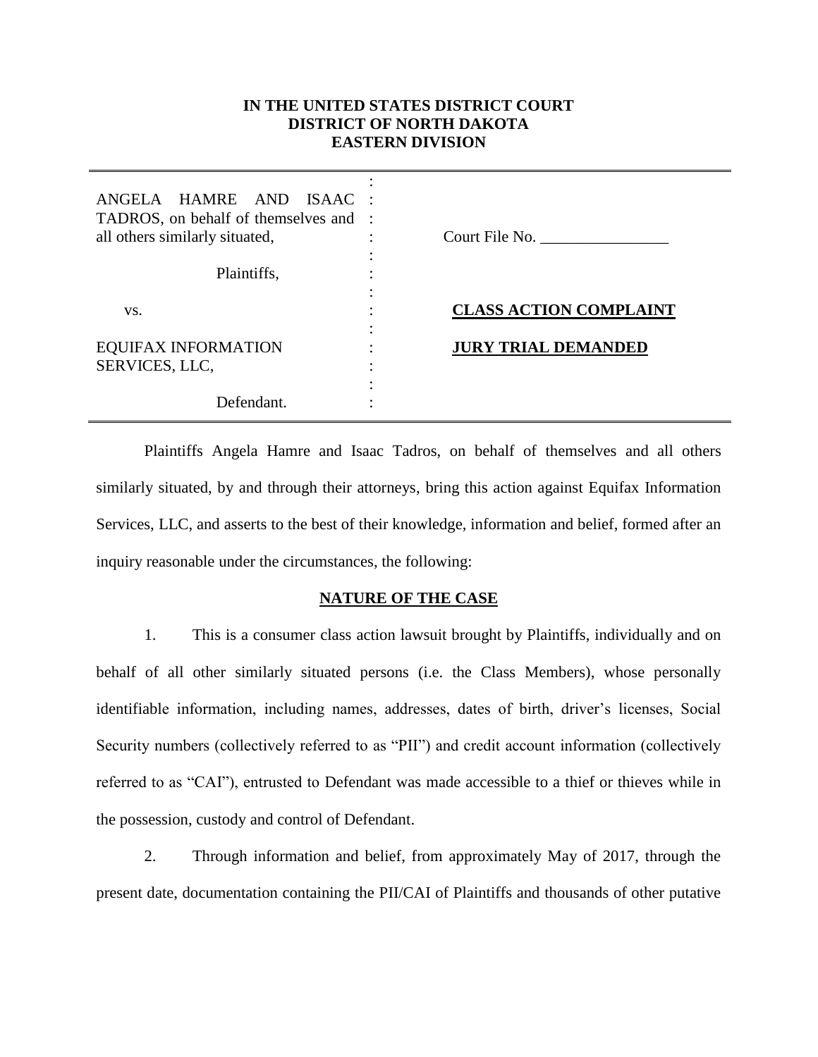**IN THE UNITED STATES DISTRICT COURT**
**DISTRICT OF NORTH DAKOTA**
**EASTERN DIVISION**

| | | |
|---|---|---|
| ANGELA HAMRE AND ISAAC TADROS, on behalf of themselves and all others similarly situated, | : | Court File No. \_\_\_\_\_\_\_\_\_\_\_\_\_\_\_\_ |
| Plaintiffs, | : | |
| vs. | : | **CLASS ACTION COMPLAINT** |
| EQUIFAX INFORMATION SERVICES, LLC, | : | **JURY TRIAL DEMANDED** |
| Defendant. | : | |

Plaintiffs Angela Hamre and Isaac Tadros, on behalf of themselves and all others similarly situated, by and through their attorneys, bring this action against Equifax Information Services, LLC, and asserts to the best of their knowledge, information and belief, formed after an inquiry reasonable under the circumstances, the following:

## NATURE OF THE CASE

1. This is a consumer class action lawsuit brought by Plaintiffs, individually and on behalf of all other similarly situated persons (i.e. the Class Members), whose personally identifiable information, including names, addresses, dates of birth, driver's licenses, Social Security numbers (collectively referred to as "PII") and credit account information (collectively referred to as "CAI"), entrusted to Defendant was made accessible to a thief or thieves while in the possession, custody and control of Defendant.

2. Through information and belief, from approximately May of 2017, through the present date, documentation containing the PII/CAI of Plaintiffs and thousands of other putative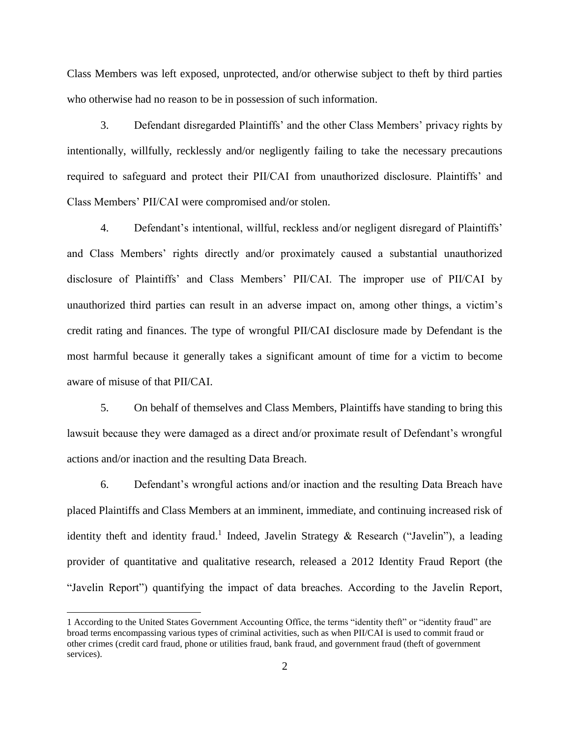Class Members was left exposed, unprotected, and/or otherwise subject to theft by third parties who otherwise had no reason to be in possession of such information.

3. Defendant disregarded Plaintiffs' and the other Class Members' privacy rights by intentionally, willfully, recklessly and/or negligently failing to take the necessary precautions required to safeguard and protect their PII/CAI from unauthorized disclosure. Plaintiffs' and Class Members' PII/CAI were compromised and/or stolen.

4. Defendant's intentional, willful, reckless and/or negligent disregard of Plaintiffs' and Class Members' rights directly and/or proximately caused a substantial unauthorized disclosure of Plaintiffs' and Class Members' PII/CAI. The improper use of PII/CAI by unauthorized third parties can result in an adverse impact on, among other things, a victim's credit rating and finances. The type of wrongful PII/CAI disclosure made by Defendant is the most harmful because it generally takes a significant amount of time for a victim to become aware of misuse of that PII/CAI.

5. On behalf of themselves and Class Members, Plaintiffs have standing to bring this lawsuit because they were damaged as a direct and/or proximate result of Defendant's wrongful actions and/or inaction and the resulting Data Breach.

6. Defendant's wrongful actions and/or inaction and the resulting Data Breach have placed Plaintiffs and Class Members at an imminent, immediate, and continuing increased risk of identity theft and identity fraud.[1] Indeed, Javelin Strategy & Research ("Javelin"), a leading provider of quantitative and qualitative research, released a 2012 Identity Fraud Report (the "Javelin Report") quantifying the impact of data breaches. According to the Javelin Report,

---

1 According to the United States Government Accounting Office, the terms "identity theft" or "identity fraud" are broad terms encompassing various types of criminal activities, such as when PII/CAI is used to commit fraud or other crimes (credit card fraud, phone or utilities fraud, bank fraud, and government fraud (theft of government services).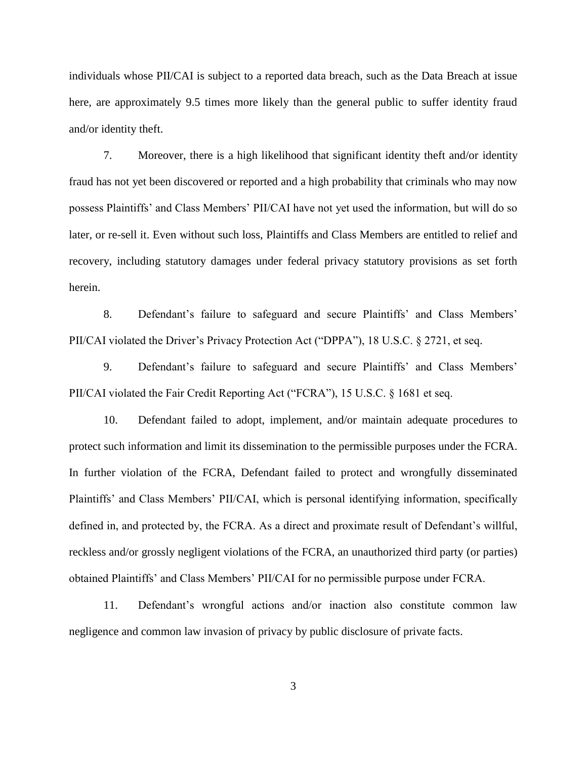individuals whose PII/CAI is subject to a reported data breach, such as the Data Breach at issue here, are approximately 9.5 times more likely than the general public to suffer identity fraud and/or identity theft.

7. Moreover, there is a high likelihood that significant identity theft and/or identity fraud has not yet been discovered or reported and a high probability that criminals who may now possess Plaintiffs' and Class Members' PII/CAI have not yet used the information, but will do so later, or re-sell it. Even without such loss, Plaintiffs and Class Members are entitled to relief and recovery, including statutory damages under federal privacy statutory provisions as set forth herein.

8. Defendant's failure to safeguard and secure Plaintiffs' and Class Members' PII/CAI violated the Driver's Privacy Protection Act ("DPPA"), 18 U.S.C. § 2721, et seq.

9. Defendant's failure to safeguard and secure Plaintiffs' and Class Members' PII/CAI violated the Fair Credit Reporting Act ("FCRA"), 15 U.S.C. § 1681 et seq.

10. Defendant failed to adopt, implement, and/or maintain adequate procedures to protect such information and limit its dissemination to the permissible purposes under the FCRA. In further violation of the FCRA, Defendant failed to protect and wrongfully disseminated Plaintiffs' and Class Members' PII/CAI, which is personal identifying information, specifically defined in, and protected by, the FCRA. As a direct and proximate result of Defendant's willful, reckless and/or grossly negligent violations of the FCRA, an unauthorized third party (or parties) obtained Plaintiffs' and Class Members' PII/CAI for no permissible purpose under FCRA.

11. Defendant's wrongful actions and/or inaction also constitute common law negligence and common law invasion of privacy by public disclosure of private facts.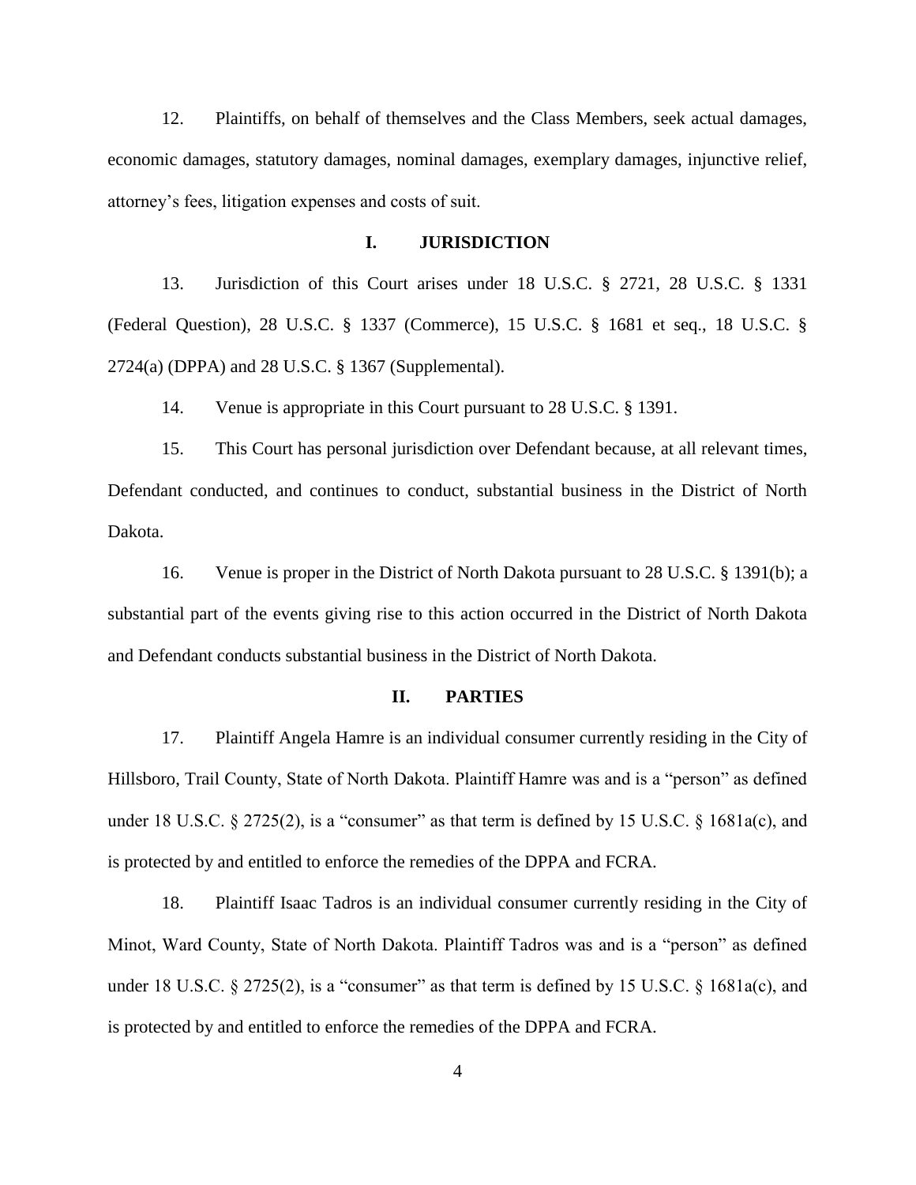12. Plaintiffs, on behalf of themselves and the Class Members, seek actual damages, economic damages, statutory damages, nominal damages, exemplary damages, injunctive relief, attorney's fees, litigation expenses and costs of suit.

## I. JURISDICTION

13. Jurisdiction of this Court arises under 18 U.S.C. § 2721, 28 U.S.C. § 1331 (Federal Question), 28 U.S.C. § 1337 (Commerce), 15 U.S.C. § 1681 et seq., 18 U.S.C. § 2724(a) (DPPA) and 28 U.S.C. § 1367 (Supplemental).

14. Venue is appropriate in this Court pursuant to 28 U.S.C. § 1391.

15. This Court has personal jurisdiction over Defendant because, at all relevant times, Defendant conducted, and continues to conduct, substantial business in the District of North Dakota.

16. Venue is proper in the District of North Dakota pursuant to 28 U.S.C. § 1391(b); a substantial part of the events giving rise to this action occurred in the District of North Dakota and Defendant conducts substantial business in the District of North Dakota.

## II. PARTIES

17. Plaintiff Angela Hamre is an individual consumer currently residing in the City of Hillsboro, Trail County, State of North Dakota. Plaintiff Hamre was and is a "person" as defined under 18 U.S.C. § 2725(2), is a "consumer" as that term is defined by 15 U.S.C. § 1681a(c), and is protected by and entitled to enforce the remedies of the DPPA and FCRA.

18. Plaintiff Isaac Tadros is an individual consumer currently residing in the City of Minot, Ward County, State of North Dakota. Plaintiff Tadros was and is a "person" as defined under 18 U.S.C. § 2725(2), is a "consumer" as that term is defined by 15 U.S.C. § 1681a(c), and is protected by and entitled to enforce the remedies of the DPPA and FCRA.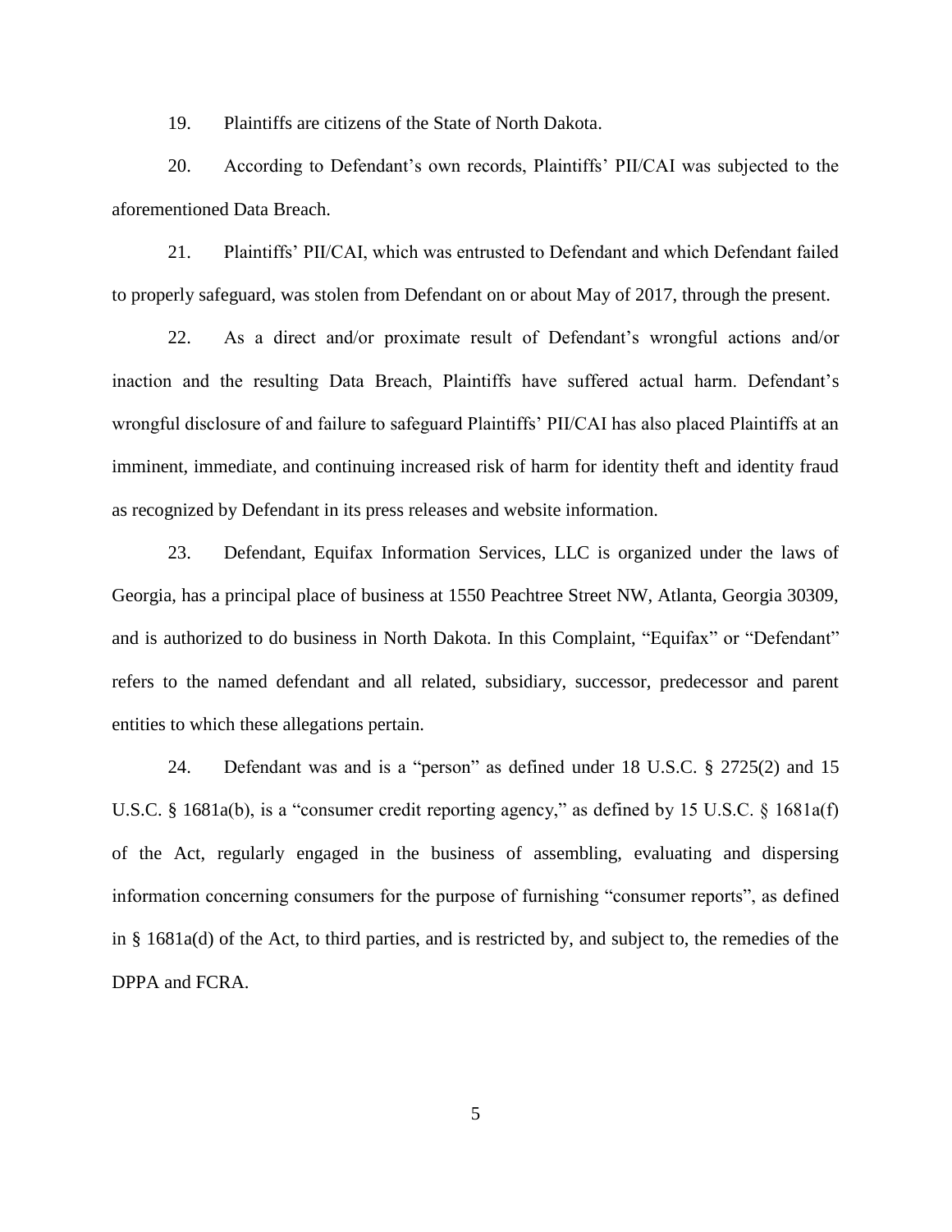19. Plaintiffs are citizens of the State of North Dakota.

20. According to Defendant's own records, Plaintiffs' PII/CAI was subjected to the aforementioned Data Breach.

21. Plaintiffs' PII/CAI, which was entrusted to Defendant and which Defendant failed to properly safeguard, was stolen from Defendant on or about May of 2017, through the present.

22. As a direct and/or proximate result of Defendant's wrongful actions and/or inaction and the resulting Data Breach, Plaintiffs have suffered actual harm. Defendant's wrongful disclosure of and failure to safeguard Plaintiffs' PII/CAI has also placed Plaintiffs at an imminent, immediate, and continuing increased risk of harm for identity theft and identity fraud as recognized by Defendant in its press releases and website information.

23. Defendant, Equifax Information Services, LLC is organized under the laws of Georgia, has a principal place of business at 1550 Peachtree Street NW, Atlanta, Georgia 30309, and is authorized to do business in North Dakota. In this Complaint, "Equifax" or "Defendant" refers to the named defendant and all related, subsidiary, successor, predecessor and parent entities to which these allegations pertain.

24. Defendant was and is a "person" as defined under 18 U.S.C. § 2725(2) and 15 U.S.C. § 1681a(b), is a "consumer credit reporting agency," as defined by 15 U.S.C. § 1681a(f) of the Act, regularly engaged in the business of assembling, evaluating and dispersing information concerning consumers for the purpose of furnishing "consumer reports", as defined in § 1681a(d) of the Act, to third parties, and is restricted by, and subject to, the remedies of the DPPA and FCRA.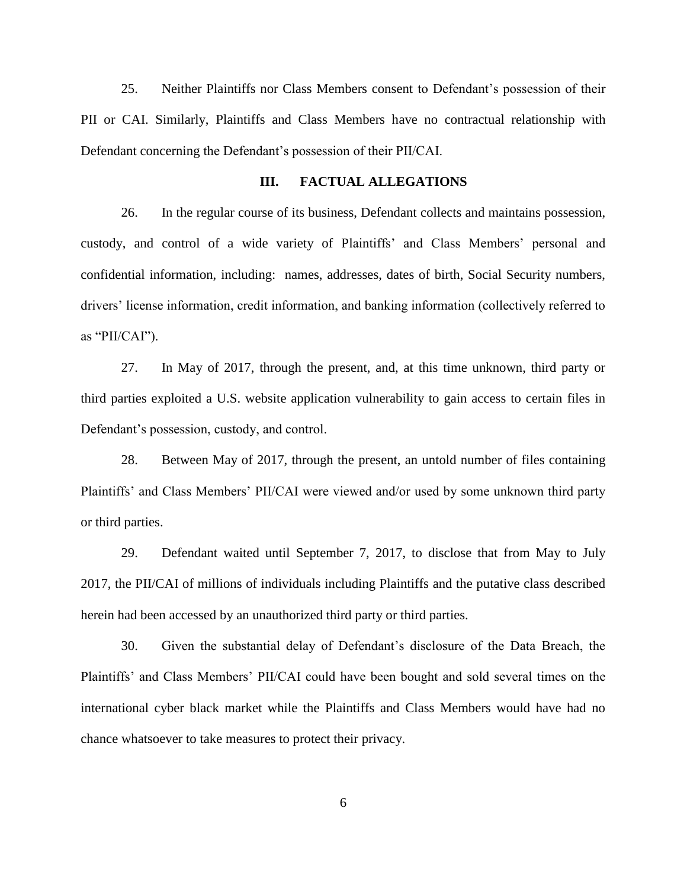25. Neither Plaintiffs nor Class Members consent to Defendant's possession of their PII or CAI. Similarly, Plaintiffs and Class Members have no contractual relationship with Defendant concerning the Defendant's possession of their PII/CAI.

## III. FACTUAL ALLEGATIONS

26. In the regular course of its business, Defendant collects and maintains possession, custody, and control of a wide variety of Plaintiffs' and Class Members' personal and confidential information, including: names, addresses, dates of birth, Social Security numbers, drivers' license information, credit information, and banking information (collectively referred to as "PII/CAI").

27. In May of 2017, through the present, and, at this time unknown, third party or third parties exploited a U.S. website application vulnerability to gain access to certain files in Defendant's possession, custody, and control.

28. Between May of 2017, through the present, an untold number of files containing Plaintiffs' and Class Members' PII/CAI were viewed and/or used by some unknown third party or third parties.

29. Defendant waited until September 7, 2017, to disclose that from May to July 2017, the PII/CAI of millions of individuals including Plaintiffs and the putative class described herein had been accessed by an unauthorized third party or third parties.

30. Given the substantial delay of Defendant's disclosure of the Data Breach, the Plaintiffs' and Class Members' PII/CAI could have been bought and sold several times on the international cyber black market while the Plaintiffs and Class Members would have had no chance whatsoever to take measures to protect their privacy.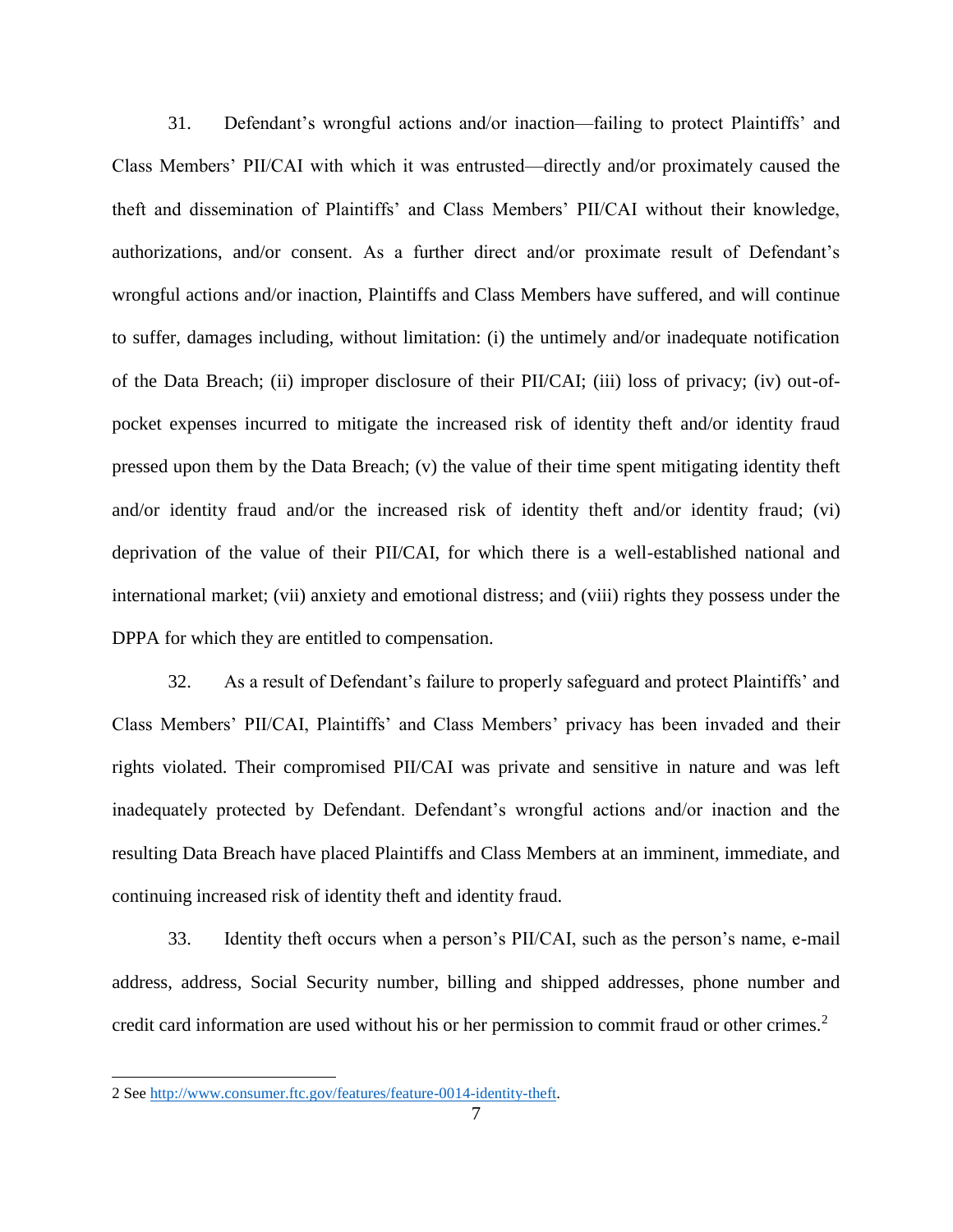31. Defendant's wrongful actions and/or inaction—failing to protect Plaintiffs' and Class Members' PII/CAI with which it was entrusted—directly and/or proximately caused the theft and dissemination of Plaintiffs' and Class Members' PII/CAI without their knowledge, authorizations, and/or consent. As a further direct and/or proximate result of Defendant's wrongful actions and/or inaction, Plaintiffs and Class Members have suffered, and will continue to suffer, damages including, without limitation: (i) the untimely and/or inadequate notification of the Data Breach; (ii) improper disclosure of their PII/CAI; (iii) loss of privacy; (iv) out-of-pocket expenses incurred to mitigate the increased risk of identity theft and/or identity fraud pressed upon them by the Data Breach; (v) the value of their time spent mitigating identity theft and/or identity fraud and/or the increased risk of identity theft and/or identity fraud; (vi) deprivation of the value of their PII/CAI, for which there is a well-established national and international market; (vii) anxiety and emotional distress; and (viii) rights they possess under the DPPA for which they are entitled to compensation.

32. As a result of Defendant's failure to properly safeguard and protect Plaintiffs' and Class Members' PII/CAI, Plaintiffs' and Class Members' privacy has been invaded and their rights violated. Their compromised PII/CAI was private and sensitive in nature and was left inadequately protected by Defendant. Defendant's wrongful actions and/or inaction and the resulting Data Breach have placed Plaintiffs and Class Members at an imminent, immediate, and continuing increased risk of identity theft and identity fraud.

33. Identity theft occurs when a person's PII/CAI, such as the person's name, e-mail address, address, Social Security number, billing and shipped addresses, phone number and credit card information are used without his or her permission to commit fraud or other crimes.[2]

---

2 See http://www.consumer.ftc.gov/features/feature-0014-identity-theft.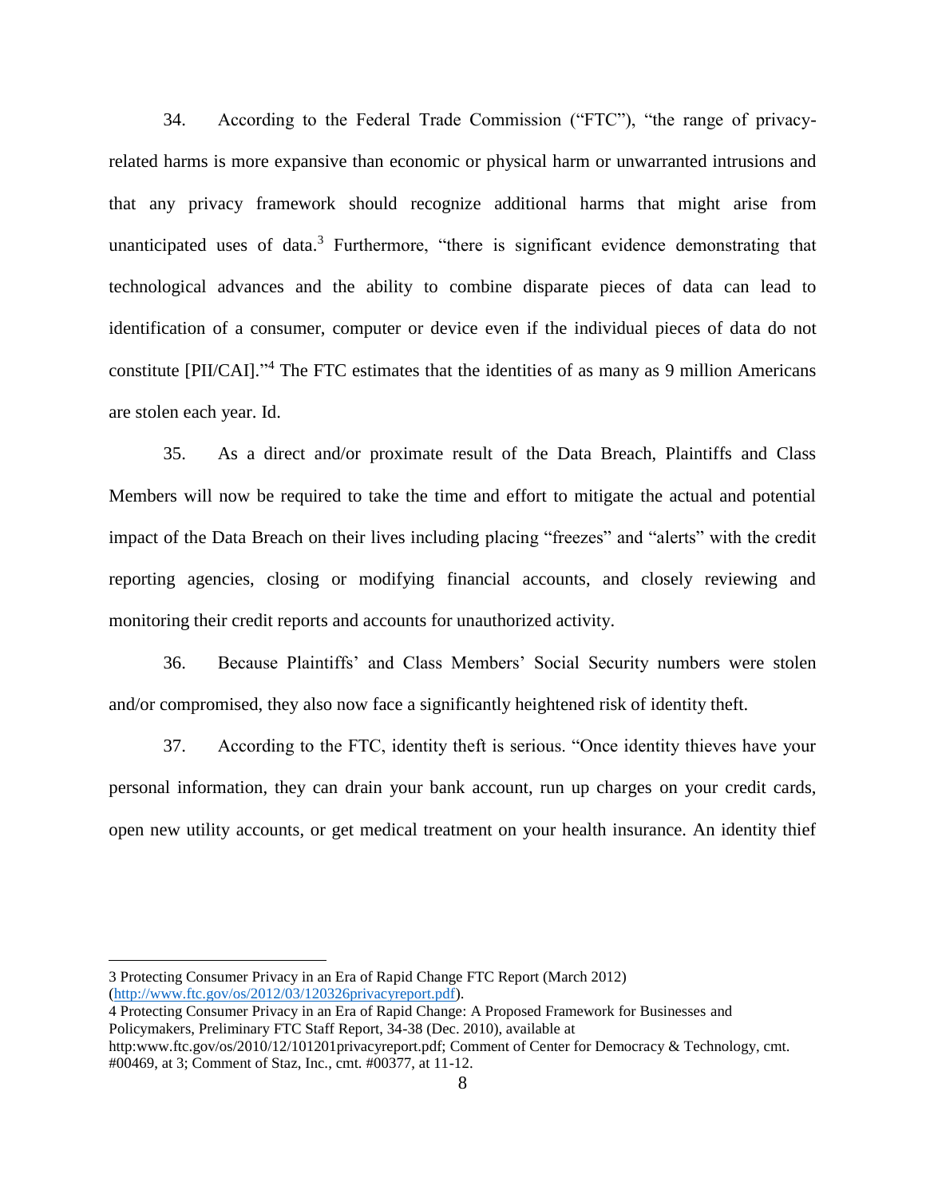34. According to the Federal Trade Commission ("FTC"), "the range of privacy-related harms is more expansive than economic or physical harm or unwarranted intrusions and that any privacy framework should recognize additional harms that might arise from unanticipated uses of data.[3] Furthermore, "there is significant evidence demonstrating that technological advances and the ability to combine disparate pieces of data can lead to identification of a consumer, computer or device even if the individual pieces of data do not constitute [PII/CAI]."[4] The FTC estimates that the identities of as many as 9 million Americans are stolen each year. Id.

35. As a direct and/or proximate result of the Data Breach, Plaintiffs and Class Members will now be required to take the time and effort to mitigate the actual and potential impact of the Data Breach on their lives including placing "freezes" and "alerts" with the credit reporting agencies, closing or modifying financial accounts, and closely reviewing and monitoring their credit reports and accounts for unauthorized activity.

36. Because Plaintiffs' and Class Members' Social Security numbers were stolen and/or compromised, they also now face a significantly heightened risk of identity theft.

37. According to the FTC, identity theft is serious. "Once identity thieves have your personal information, they can drain your bank account, run up charges on your credit cards, open new utility accounts, or get medical treatment on your health insurance. An identity thief

---

3 Protecting Consumer Privacy in an Era of Rapid Change FTC Report (March 2012) ([http://www.ftc.gov/os/2012/03/120326privacyreport.pdf](http://www.ftc.gov/os/2012/03/120326privacyreport.pdf)).

4 Protecting Consumer Privacy in an Era of Rapid Change: A Proposed Framework for Businesses and Policymakers, Preliminary FTC Staff Report, 34-38 (Dec. 2010), available at http:www.ftc.gov/os/2010/12/101201privacyreport.pdf; Comment of Center for Democracy & Technology, cmt. #00469, at 3; Comment of Staz, Inc., cmt. #00377, at 11-12.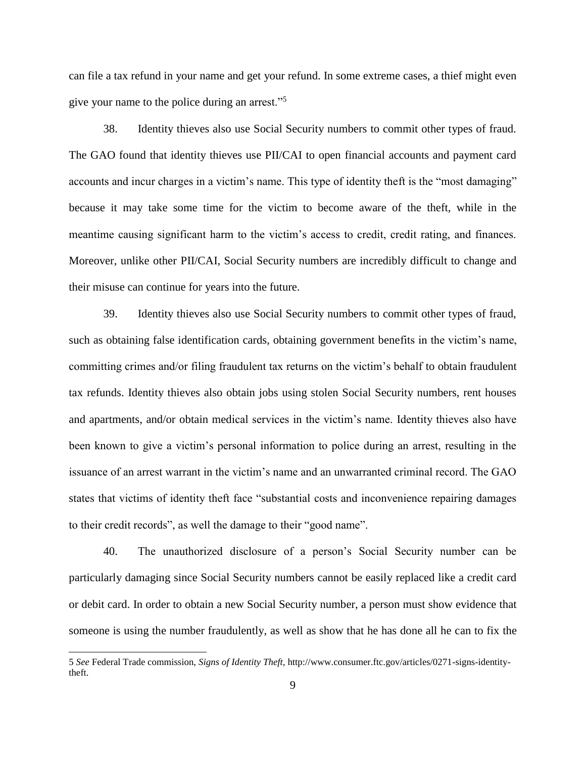can file a tax refund in your name and get your refund. In some extreme cases, a thief might even give your name to the police during an arrest."[5]

38. Identity thieves also use Social Security numbers to commit other types of fraud. The GAO found that identity thieves use PII/CAI to open financial accounts and payment card accounts and incur charges in a victim's name. This type of identity theft is the "most damaging" because it may take some time for the victim to become aware of the theft, while in the meantime causing significant harm to the victim's access to credit, credit rating, and finances. Moreover, unlike other PII/CAI, Social Security numbers are incredibly difficult to change and their misuse can continue for years into the future.

39. Identity thieves also use Social Security numbers to commit other types of fraud, such as obtaining false identification cards, obtaining government benefits in the victim's name, committing crimes and/or filing fraudulent tax returns on the victim's behalf to obtain fraudulent tax refunds. Identity thieves also obtain jobs using stolen Social Security numbers, rent houses and apartments, and/or obtain medical services in the victim's name. Identity thieves also have been known to give a victim's personal information to police during an arrest, resulting in the issuance of an arrest warrant in the victim's name and an unwarranted criminal record. The GAO states that victims of identity theft face "substantial costs and inconvenience repairing damages to their credit records", as well the damage to their "good name".

40. The unauthorized disclosure of a person's Social Security number can be particularly damaging since Social Security numbers cannot be easily replaced like a credit card or debit card. In order to obtain a new Social Security number, a person must show evidence that someone is using the number fraudulently, as well as show that he has done all he can to fix the

---

5 *See* Federal Trade commission, *Signs of Identity Theft*, http://www.consumer.ftc.gov/articles/0271-signs-identity-theft.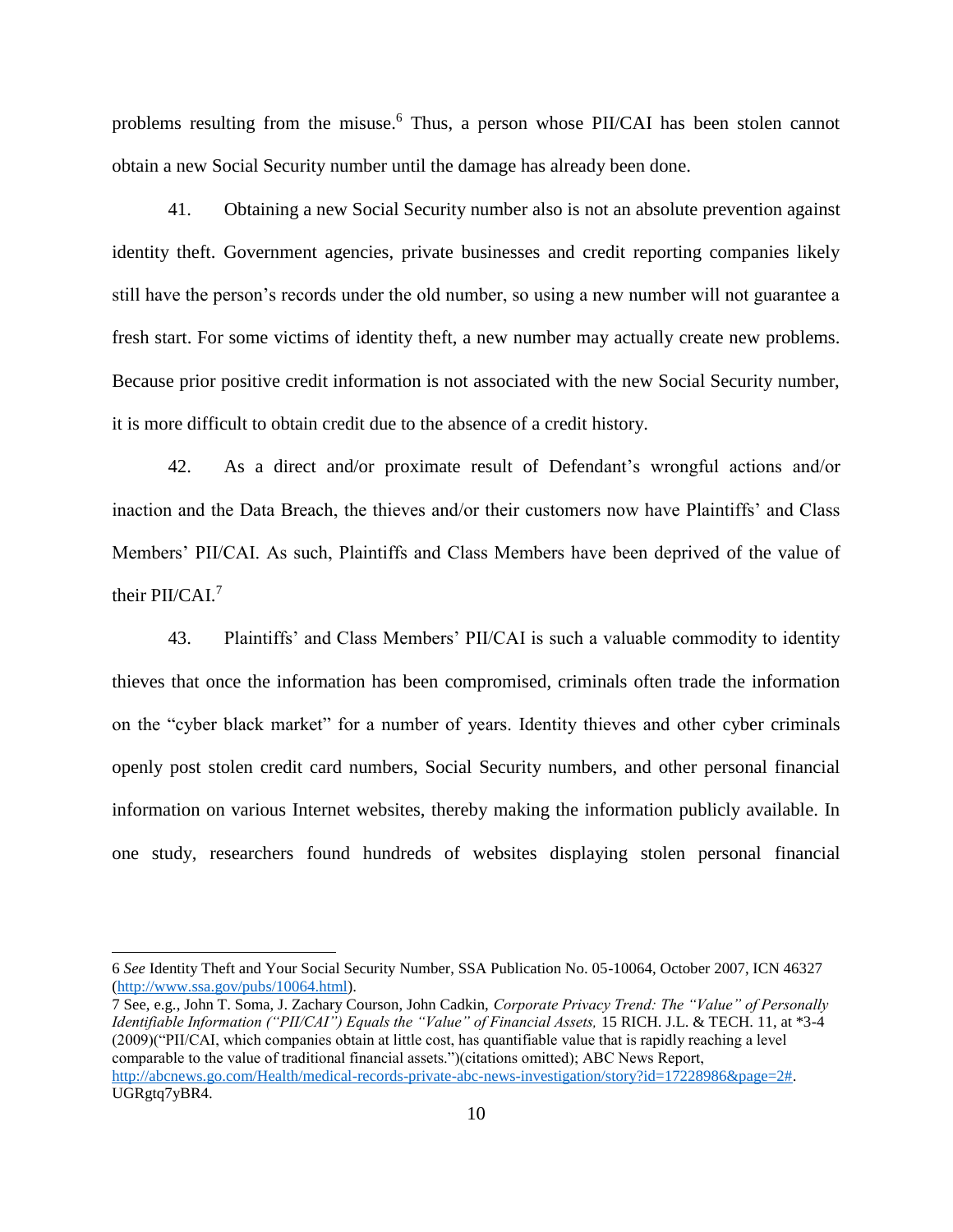problems resulting from the misuse.[6] Thus, a person whose PII/CAI has been stolen cannot obtain a new Social Security number until the damage has already been done.

41. Obtaining a new Social Security number also is not an absolute prevention against identity theft. Government agencies, private businesses and credit reporting companies likely still have the person's records under the old number, so using a new number will not guarantee a fresh start. For some victims of identity theft, a new number may actually create new problems. Because prior positive credit information is not associated with the new Social Security number, it is more difficult to obtain credit due to the absence of a credit history.

42. As a direct and/or proximate result of Defendant's wrongful actions and/or inaction and the Data Breach, the thieves and/or their customers now have Plaintiffs' and Class Members' PII/CAI. As such, Plaintiffs and Class Members have been deprived of the value of their PII/CAI.[7]

43. Plaintiffs' and Class Members' PII/CAI is such a valuable commodity to identity thieves that once the information has been compromised, criminals often trade the information on the "cyber black market" for a number of years. Identity thieves and other cyber criminals openly post stolen credit card numbers, Social Security numbers, and other personal financial information on various Internet websites, thereby making the information publicly available. In one study, researchers found hundreds of websites displaying stolen personal financial

---

6 *See* Identity Theft and Your Social Security Number, SSA Publication No. 05-10064, October 2007, ICN 46327 (http://www.ssa.gov/pubs/10064.html).

7 See, e.g., John T. Soma, J. Zachary Courson, John Cadkin, *Corporate Privacy Trend: The "Value" of Personally Identifiable Information ("PII/CAI") Equals the "Value" of Financial Assets,* 15 RICH. J.L. & TECH. 11, at *3-4 (2009)("PII/CAI, which companies obtain at little cost, has quantifiable value that is rapidly reaching a level comparable to the value of traditional financial assets.")(citations omitted); ABC News Report, http://abcnews.go.com/Health/medical-records-private-abc-news-investigation/story?id=17228986&page=2#. UGRgtq7yBR4.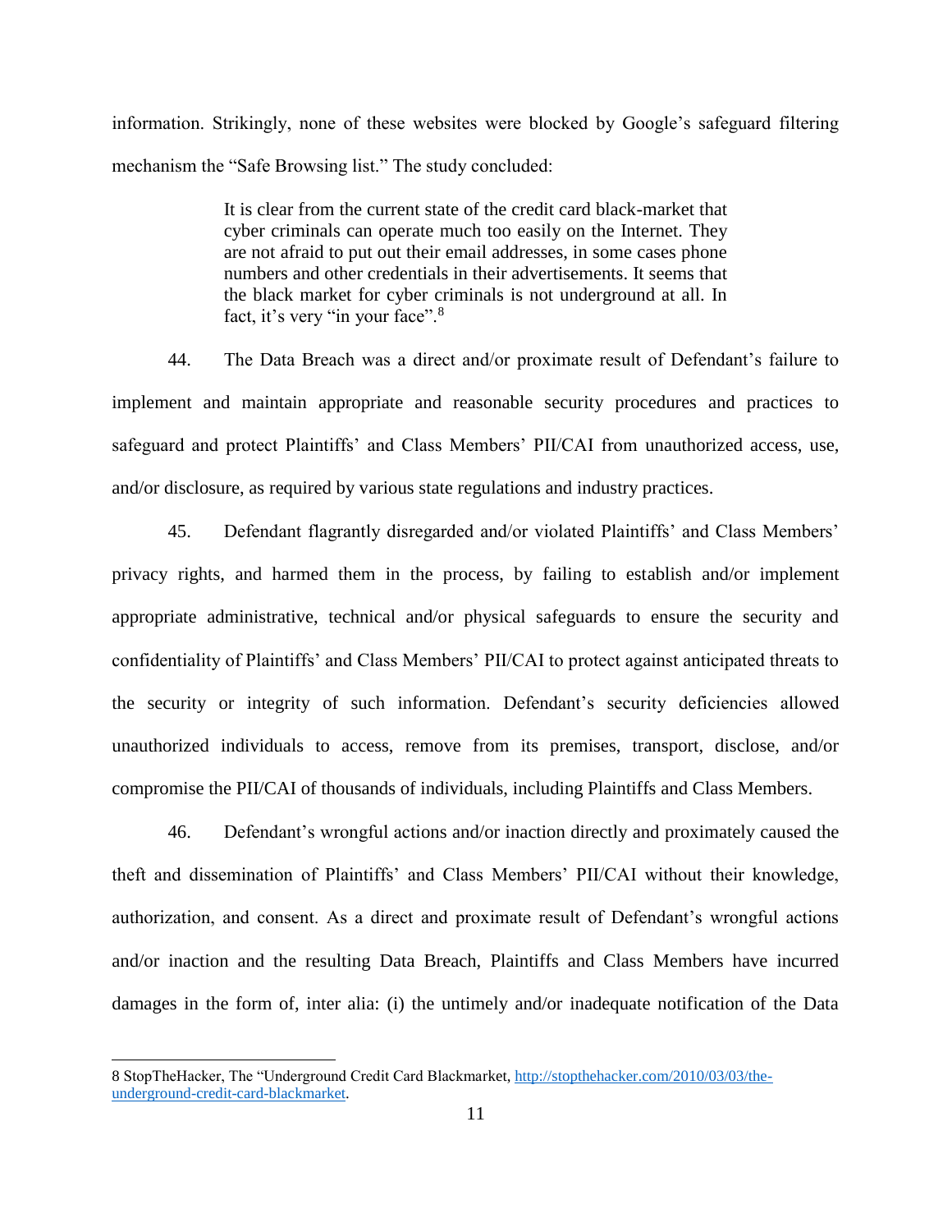information. Strikingly, none of these websites were blocked by Google's safeguard filtering mechanism the "Safe Browsing list." The study concluded:

> It is clear from the current state of the credit card black-market that cyber criminals can operate much too easily on the Internet. They are not afraid to put out their email addresses, in some cases phone numbers and other credentials in their advertisements. It seems that the black market for cyber criminals is not underground at all. In fact, it's very "in your face".[8]

44. The Data Breach was a direct and/or proximate result of Defendant's failure to implement and maintain appropriate and reasonable security procedures and practices to safeguard and protect Plaintiffs' and Class Members' PII/CAI from unauthorized access, use, and/or disclosure, as required by various state regulations and industry practices.

45. Defendant flagrantly disregarded and/or violated Plaintiffs' and Class Members' privacy rights, and harmed them in the process, by failing to establish and/or implement appropriate administrative, technical and/or physical safeguards to ensure the security and confidentiality of Plaintiffs' and Class Members' PII/CAI to protect against anticipated threats to the security or integrity of such information. Defendant's security deficiencies allowed unauthorized individuals to access, remove from its premises, transport, disclose, and/or compromise the PII/CAI of thousands of individuals, including Plaintiffs and Class Members.

46. Defendant's wrongful actions and/or inaction directly and proximately caused the theft and dissemination of Plaintiffs' and Class Members' PII/CAI without their knowledge, authorization, and consent. As a direct and proximate result of Defendant's wrongful actions and/or inaction and the resulting Data Breach, Plaintiffs and Class Members have incurred damages in the form of, inter alia: (i) the untimely and/or inadequate notification of the Data

---

8 StopTheHacker, The "Underground Credit Card Blackmarket, [http://stopthehacker.com/2010/03/03/the-underground-credit-card-blackmarket](http://stopthehacker.com/2010/03/03/the-underground-credit-card-blackmarket).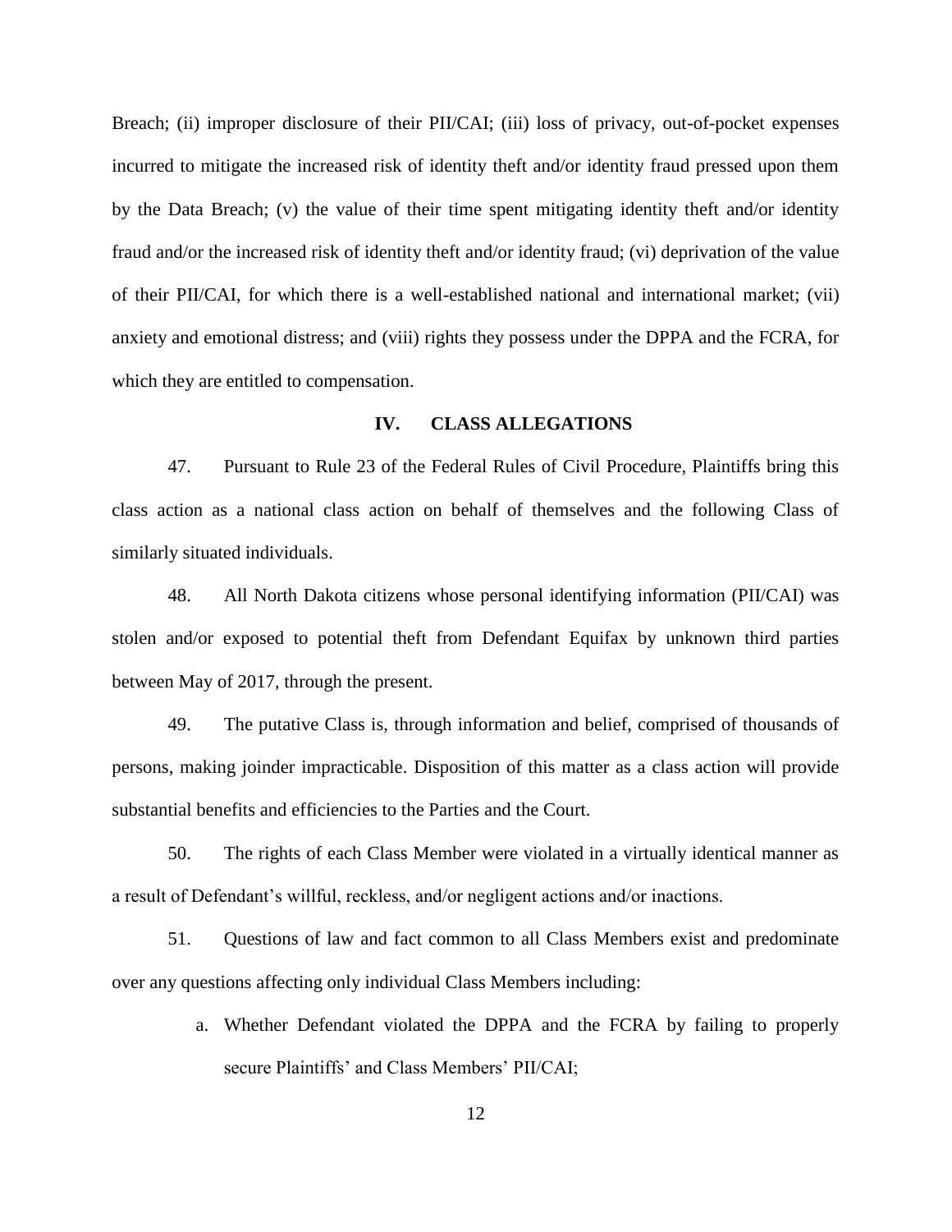Breach; (ii) improper disclosure of their PII/CAI; (iii) loss of privacy, out-of-pocket expenses incurred to mitigate the increased risk of identity theft and/or identity fraud pressed upon them by the Data Breach; (v) the value of their time spent mitigating identity theft and/or identity fraud and/or the increased risk of identity theft and/or identity fraud; (vi) deprivation of the value of their PII/CAI, for which there is a well-established national and international market; (vii) anxiety and emotional distress; and (viii) rights they possess under the DPPA and the FCRA, for which they are entitled to compensation.

## IV. CLASS ALLEGATIONS

47. Pursuant to Rule 23 of the Federal Rules of Civil Procedure, Plaintiffs bring this class action as a national class action on behalf of themselves and the following Class of similarly situated individuals.

48. All North Dakota citizens whose personal identifying information (PII/CAI) was stolen and/or exposed to potential theft from Defendant Equifax by unknown third parties between May of 2017, through the present.

49. The putative Class is, through information and belief, comprised of thousands of persons, making joinder impracticable. Disposition of this matter as a class action will provide substantial benefits and efficiencies to the Parties and the Court.

50. The rights of each Class Member were violated in a virtually identical manner as a result of Defendant's willful, reckless, and/or negligent actions and/or inactions.

51. Questions of law and fact common to all Class Members exist and predominate over any questions affecting only individual Class Members including:

a. Whether Defendant violated the DPPA and the FCRA by failing to properly secure Plaintiffs' and Class Members' PII/CAI;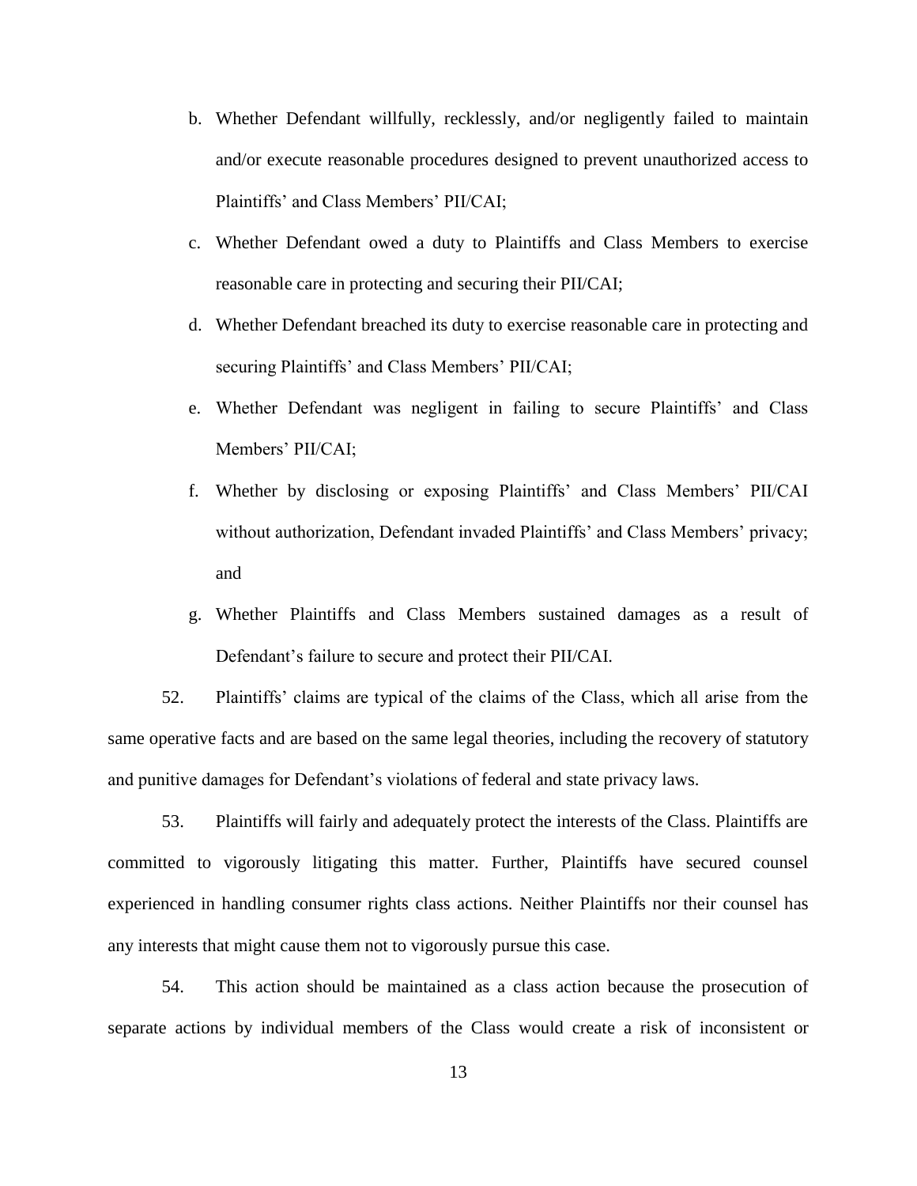b. Whether Defendant willfully, recklessly, and/or negligently failed to maintain and/or execute reasonable procedures designed to prevent unauthorized access to Plaintiffs' and Class Members' PII/CAI;

c. Whether Defendant owed a duty to Plaintiffs and Class Members to exercise reasonable care in protecting and securing their PII/CAI;

d. Whether Defendant breached its duty to exercise reasonable care in protecting and securing Plaintiffs' and Class Members' PII/CAI;

e. Whether Defendant was negligent in failing to secure Plaintiffs' and Class Members' PII/CAI;

f. Whether by disclosing or exposing Plaintiffs' and Class Members' PII/CAI without authorization, Defendant invaded Plaintiffs' and Class Members' privacy; and

g. Whether Plaintiffs and Class Members sustained damages as a result of Defendant's failure to secure and protect their PII/CAI.

52. Plaintiffs' claims are typical of the claims of the Class, which all arise from the same operative facts and are based on the same legal theories, including the recovery of statutory and punitive damages for Defendant's violations of federal and state privacy laws.

53. Plaintiffs will fairly and adequately protect the interests of the Class. Plaintiffs are committed to vigorously litigating this matter. Further, Plaintiffs have secured counsel experienced in handling consumer rights class actions. Neither Plaintiffs nor their counsel has any interests that might cause them not to vigorously pursue this case.

54. This action should be maintained as a class action because the prosecution of separate actions by individual members of the Class would create a risk of inconsistent or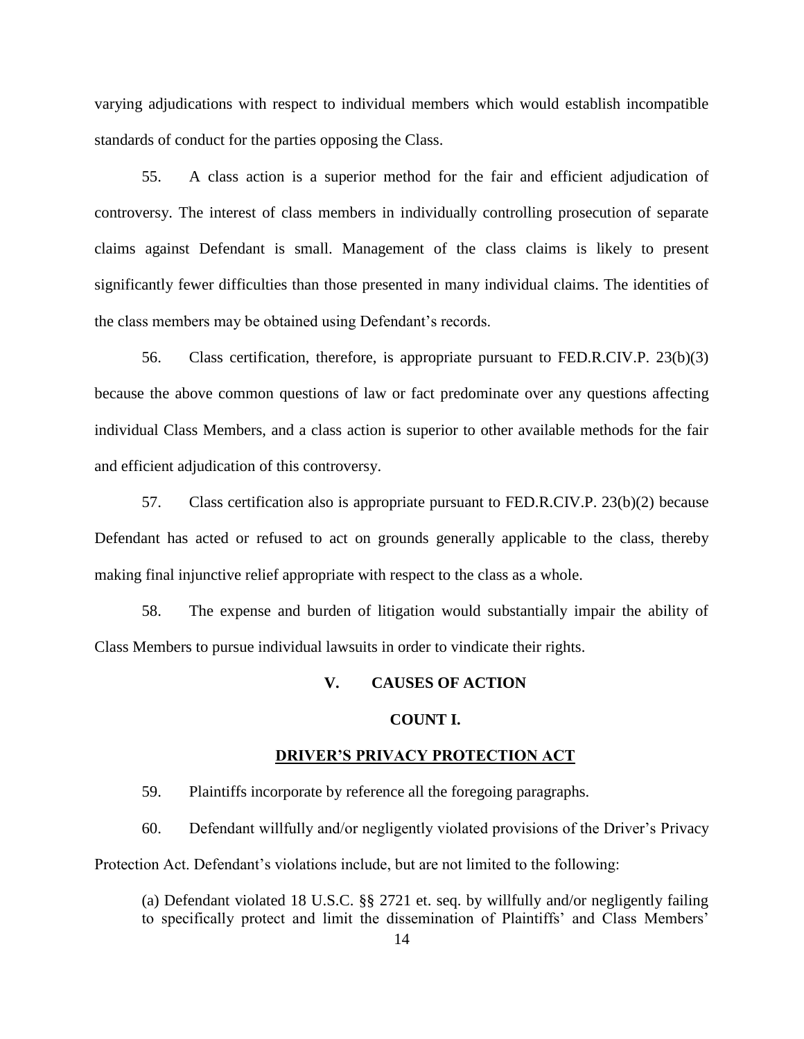varying adjudications with respect to individual members which would establish incompatible standards of conduct for the parties opposing the Class.

55. A class action is a superior method for the fair and efficient adjudication of controversy. The interest of class members in individually controlling prosecution of separate claims against Defendant is small. Management of the class claims is likely to present significantly fewer difficulties than those presented in many individual claims. The identities of the class members may be obtained using Defendant's records.

56. Class certification, therefore, is appropriate pursuant to FED.R.CIV.P. 23(b)(3) because the above common questions of law or fact predominate over any questions affecting individual Class Members, and a class action is superior to other available methods for the fair and efficient adjudication of this controversy.

57. Class certification also is appropriate pursuant to FED.R.CIV.P. 23(b)(2) because Defendant has acted or refused to act on grounds generally applicable to the class, thereby making final injunctive relief appropriate with respect to the class as a whole.

58. The expense and burden of litigation would substantially impair the ability of Class Members to pursue individual lawsuits in order to vindicate their rights.

## V. CAUSES OF ACTION

### COUNT I.

### DRIVER'S PRIVACY PROTECTION ACT

59. Plaintiffs incorporate by reference all the foregoing paragraphs.

60. Defendant willfully and/or negligently violated provisions of the Driver's Privacy Protection Act. Defendant's violations include, but are not limited to the following:

(a) Defendant violated 18 U.S.C. §§ 2721 et. seq. by willfully and/or negligently failing to specifically protect and limit the dissemination of Plaintiffs' and Class Members'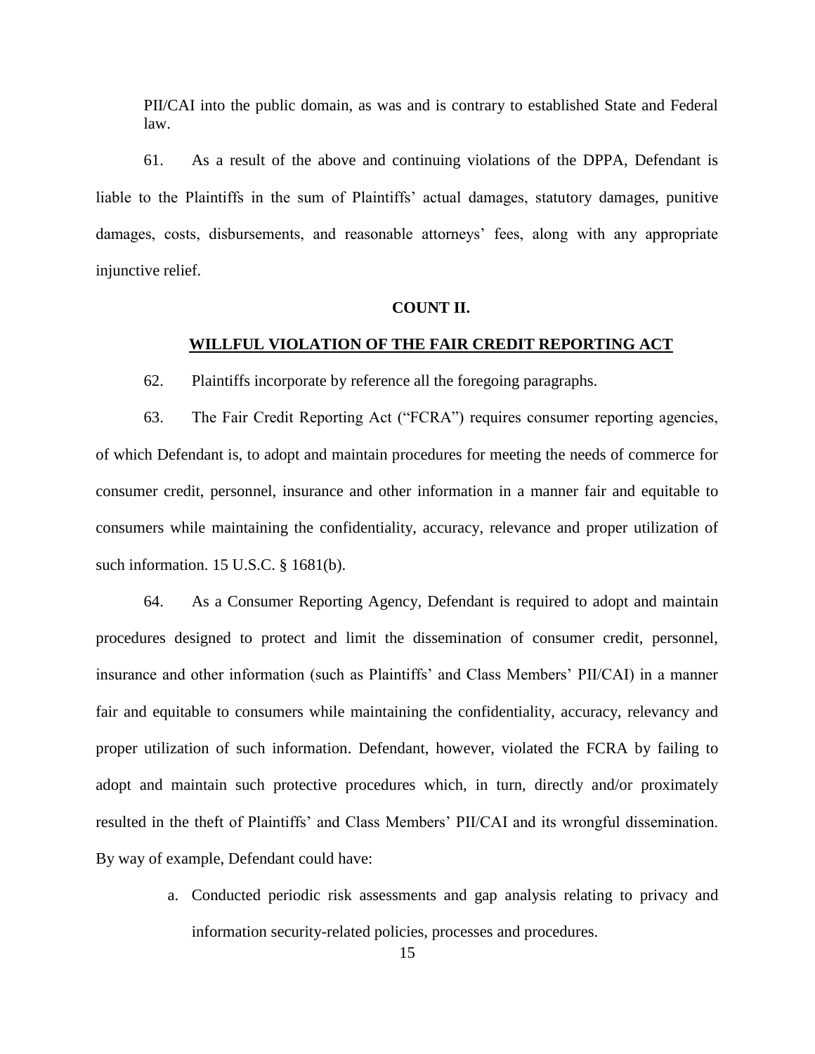PII/CAI into the public domain, as was and is contrary to established State and Federal law.

61. As a result of the above and continuing violations of the DPPA, Defendant is liable to the Plaintiffs in the sum of Plaintiffs' actual damages, statutory damages, punitive damages, costs, disbursements, and reasonable attorneys' fees, along with any appropriate injunctive relief.

**COUNT II.**

**WILLFUL VIOLATION OF THE FAIR CREDIT REPORTING ACT**

62. Plaintiffs incorporate by reference all the foregoing paragraphs.

63. The Fair Credit Reporting Act ("FCRA") requires consumer reporting agencies, of which Defendant is, to adopt and maintain procedures for meeting the needs of commerce for consumer credit, personnel, insurance and other information in a manner fair and equitable to consumers while maintaining the confidentiality, accuracy, relevance and proper utilization of such information. 15 U.S.C. § 1681(b).

64. As a Consumer Reporting Agency, Defendant is required to adopt and maintain procedures designed to protect and limit the dissemination of consumer credit, personnel, insurance and other information (such as Plaintiffs' and Class Members' PII/CAI) in a manner fair and equitable to consumers while maintaining the confidentiality, accuracy, relevancy and proper utilization of such information. Defendant, however, violated the FCRA by failing to adopt and maintain such protective procedures which, in turn, directly and/or proximately resulted in the theft of Plaintiffs' and Class Members' PII/CAI and its wrongful dissemination. By way of example, Defendant could have:

a. Conducted periodic risk assessments and gap analysis relating to privacy and information security-related policies, processes and procedures.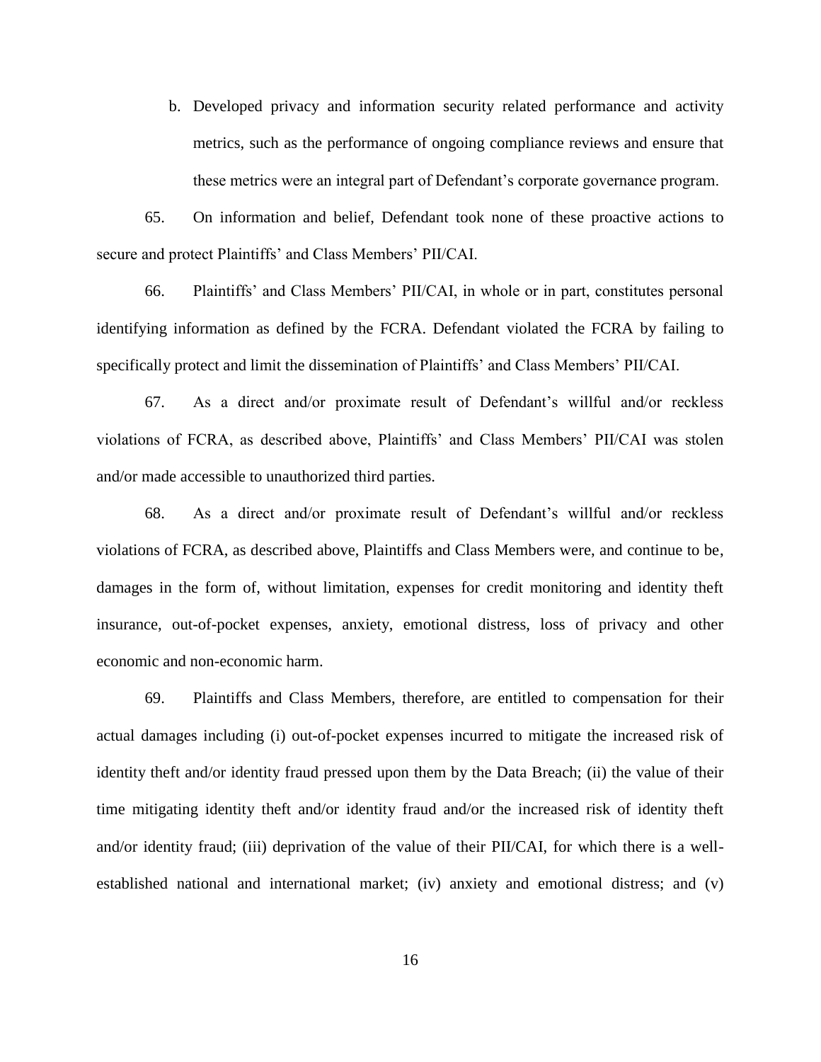b. Developed privacy and information security related performance and activity metrics, such as the performance of ongoing compliance reviews and ensure that these metrics were an integral part of Defendant's corporate governance program.

65. On information and belief, Defendant took none of these proactive actions to secure and protect Plaintiffs' and Class Members' PII/CAI.

66. Plaintiffs' and Class Members' PII/CAI, in whole or in part, constitutes personal identifying information as defined by the FCRA. Defendant violated the FCRA by failing to specifically protect and limit the dissemination of Plaintiffs' and Class Members' PII/CAI.

67. As a direct and/or proximate result of Defendant's willful and/or reckless violations of FCRA, as described above, Plaintiffs' and Class Members' PII/CAI was stolen and/or made accessible to unauthorized third parties.

68. As a direct and/or proximate result of Defendant's willful and/or reckless violations of FCRA, as described above, Plaintiffs and Class Members were, and continue to be, damages in the form of, without limitation, expenses for credit monitoring and identity theft insurance, out-of-pocket expenses, anxiety, emotional distress, loss of privacy and other economic and non-economic harm.

69. Plaintiffs and Class Members, therefore, are entitled to compensation for their actual damages including (i) out-of-pocket expenses incurred to mitigate the increased risk of identity theft and/or identity fraud pressed upon them by the Data Breach; (ii) the value of their time mitigating identity theft and/or identity fraud and/or the increased risk of identity theft and/or identity fraud; (iii) deprivation of the value of their PII/CAI, for which there is a well-established national and international market; (iv) anxiety and emotional distress; and (v)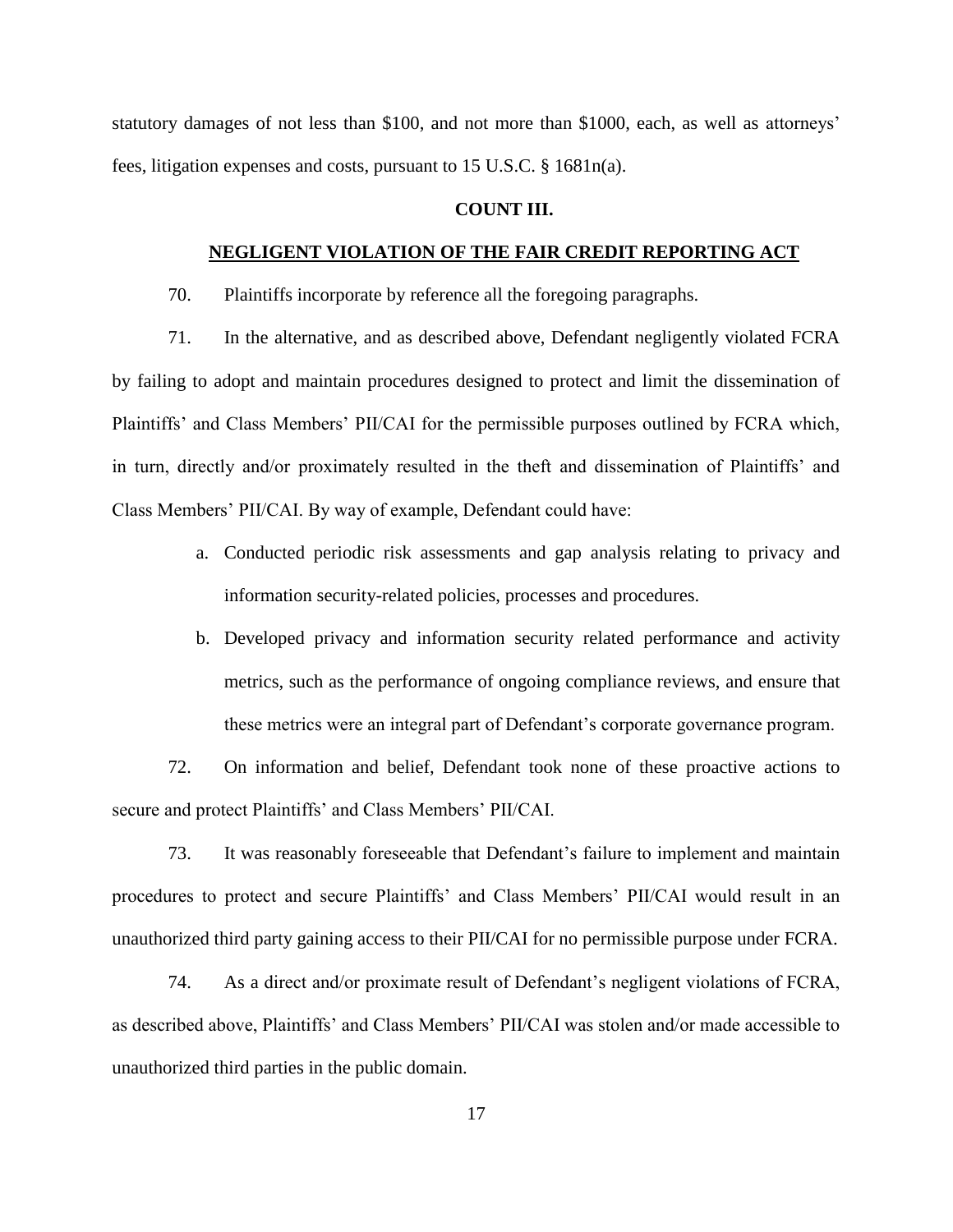statutory damages of not less than $100, and not more than $1000, each, as well as attorneys' fees, litigation expenses and costs, pursuant to 15 U.S.C. § 1681n(a).

## COUNT III.

## NEGLIGENT VIOLATION OF THE FAIR CREDIT REPORTING ACT

70. Plaintiffs incorporate by reference all the foregoing paragraphs.

71. In the alternative, and as described above, Defendant negligently violated FCRA by failing to adopt and maintain procedures designed to protect and limit the dissemination of Plaintiffs' and Class Members' PII/CAI for the permissible purposes outlined by FCRA which, in turn, directly and/or proximately resulted in the theft and dissemination of Plaintiffs' and Class Members' PII/CAI. By way of example, Defendant could have:

a. Conducted periodic risk assessments and gap analysis relating to privacy and information security-related policies, processes and procedures.

b. Developed privacy and information security related performance and activity metrics, such as the performance of ongoing compliance reviews, and ensure that these metrics were an integral part of Defendant's corporate governance program.

72. On information and belief, Defendant took none of these proactive actions to secure and protect Plaintiffs' and Class Members' PII/CAI.

73. It was reasonably foreseeable that Defendant's failure to implement and maintain procedures to protect and secure Plaintiffs' and Class Members' PII/CAI would result in an unauthorized third party gaining access to their PII/CAI for no permissible purpose under FCRA.

74. As a direct and/or proximate result of Defendant's negligent violations of FCRA, as described above, Plaintiffs' and Class Members' PII/CAI was stolen and/or made accessible to unauthorized third parties in the public domain.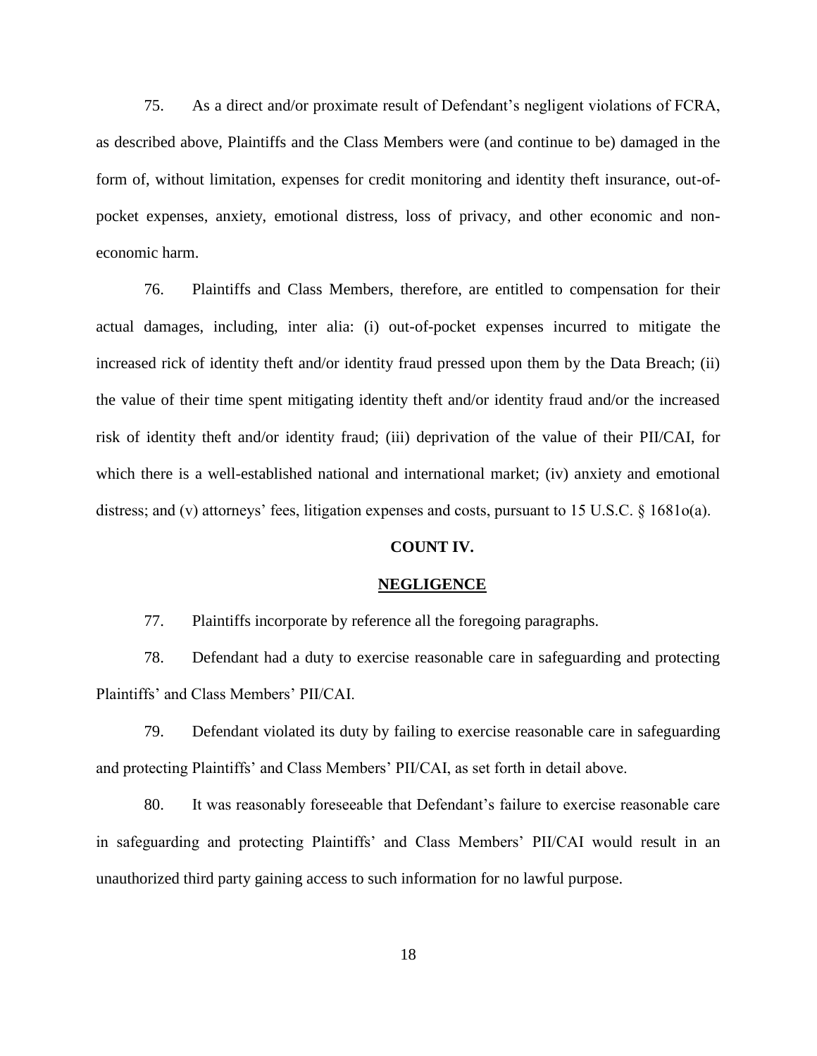75. As a direct and/or proximate result of Defendant's negligent violations of FCRA, as described above, Plaintiffs and the Class Members were (and continue to be) damaged in the form of, without limitation, expenses for credit monitoring and identity theft insurance, out-of-pocket expenses, anxiety, emotional distress, loss of privacy, and other economic and non-economic harm.

76. Plaintiffs and Class Members, therefore, are entitled to compensation for their actual damages, including, inter alia: (i) out-of-pocket expenses incurred to mitigate the increased rick of identity theft and/or identity fraud pressed upon them by the Data Breach; (ii) the value of their time spent mitigating identity theft and/or identity fraud and/or the increased risk of identity theft and/or identity fraud; (iii) deprivation of the value of their PII/CAI, for which there is a well-established national and international market; (iv) anxiety and emotional distress; and (v) attorneys' fees, litigation expenses and costs, pursuant to 15 U.S.C. § 1681o(a).

## COUNT IV.

## NEGLIGENCE

77. Plaintiffs incorporate by reference all the foregoing paragraphs.

78. Defendant had a duty to exercise reasonable care in safeguarding and protecting Plaintiffs' and Class Members' PII/CAI.

79. Defendant violated its duty by failing to exercise reasonable care in safeguarding and protecting Plaintiffs' and Class Members' PII/CAI, as set forth in detail above.

80. It was reasonably foreseeable that Defendant's failure to exercise reasonable care in safeguarding and protecting Plaintiffs' and Class Members' PII/CAI would result in an unauthorized third party gaining access to such information for no lawful purpose.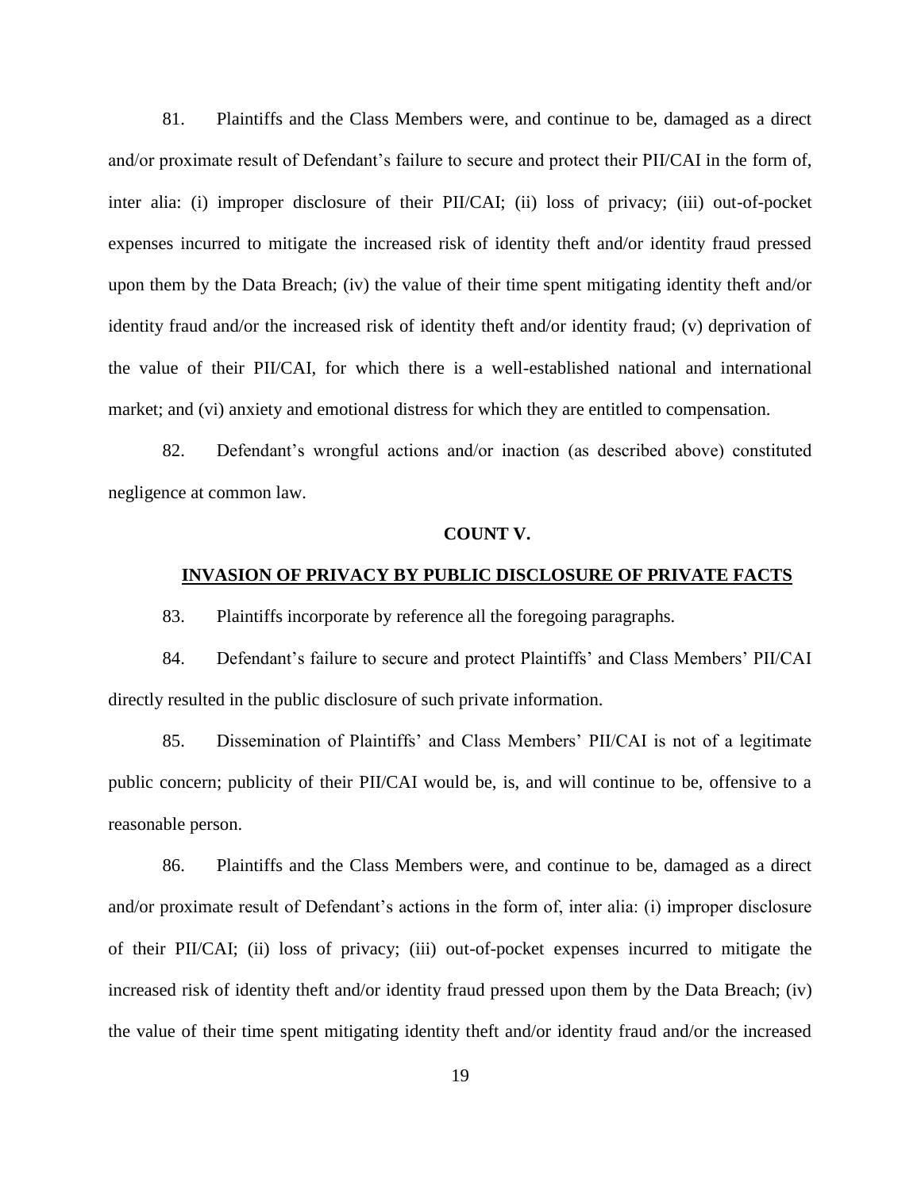81. Plaintiffs and the Class Members were, and continue to be, damaged as a direct and/or proximate result of Defendant's failure to secure and protect their PII/CAI in the form of, inter alia: (i) improper disclosure of their PII/CAI; (ii) loss of privacy; (iii) out-of-pocket expenses incurred to mitigate the increased risk of identity theft and/or identity fraud pressed upon them by the Data Breach; (iv) the value of their time spent mitigating identity theft and/or identity fraud and/or the increased risk of identity theft and/or identity fraud; (v) deprivation of the value of their PII/CAI, for which there is a well-established national and international market; and (vi) anxiety and emotional distress for which they are entitled to compensation.

82. Defendant's wrongful actions and/or inaction (as described above) constituted negligence at common law.

**COUNT V.**

**INVASION OF PRIVACY BY PUBLIC DISCLOSURE OF PRIVATE FACTS**

83. Plaintiffs incorporate by reference all the foregoing paragraphs.

84. Defendant's failure to secure and protect Plaintiffs' and Class Members' PII/CAI directly resulted in the public disclosure of such private information.

85. Dissemination of Plaintiffs' and Class Members' PII/CAI is not of a legitimate public concern; publicity of their PII/CAI would be, is, and will continue to be, offensive to a reasonable person.

86. Plaintiffs and the Class Members were, and continue to be, damaged as a direct and/or proximate result of Defendant's actions in the form of, inter alia: (i) improper disclosure of their PII/CAI; (ii) loss of privacy; (iii) out-of-pocket expenses incurred to mitigate the increased risk of identity theft and/or identity fraud pressed upon them by the Data Breach; (iv) the value of their time spent mitigating identity theft and/or identity fraud and/or the increased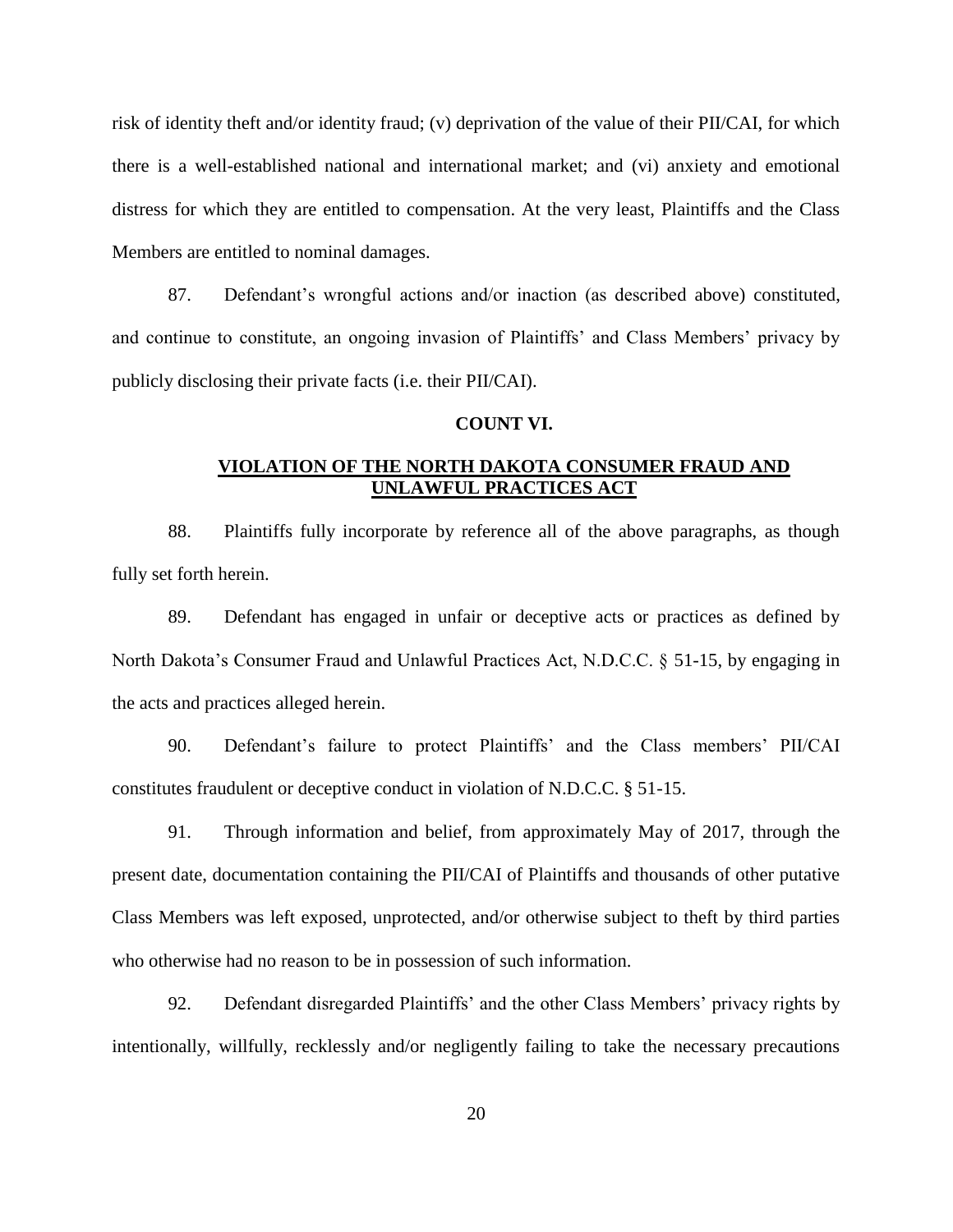risk of identity theft and/or identity fraud; (v) deprivation of the value of their PII/CAI, for which there is a well-established national and international market; and (vi) anxiety and emotional distress for which they are entitled to compensation. At the very least, Plaintiffs and the Class Members are entitled to nominal damages.

87. Defendant's wrongful actions and/or inaction (as described above) constituted, and continue to constitute, an ongoing invasion of Plaintiffs' and Class Members' privacy by publicly disclosing their private facts (i.e. their PII/CAI).

**COUNT VI.**

**VIOLATION OF THE NORTH DAKOTA CONSUMER FRAUD AND UNLAWFUL PRACTICES ACT**

88. Plaintiffs fully incorporate by reference all of the above paragraphs, as though fully set forth herein.

89. Defendant has engaged in unfair or deceptive acts or practices as defined by North Dakota's Consumer Fraud and Unlawful Practices Act, N.D.C.C. § 51-15, by engaging in the acts and practices alleged herein.

90. Defendant's failure to protect Plaintiffs' and the Class members' PII/CAI constitutes fraudulent or deceptive conduct in violation of N.D.C.C. § 51-15.

91. Through information and belief, from approximately May of 2017, through the present date, documentation containing the PII/CAI of Plaintiffs and thousands of other putative Class Members was left exposed, unprotected, and/or otherwise subject to theft by third parties who otherwise had no reason to be in possession of such information.

92. Defendant disregarded Plaintiffs' and the other Class Members' privacy rights by intentionally, willfully, recklessly and/or negligently failing to take the necessary precautions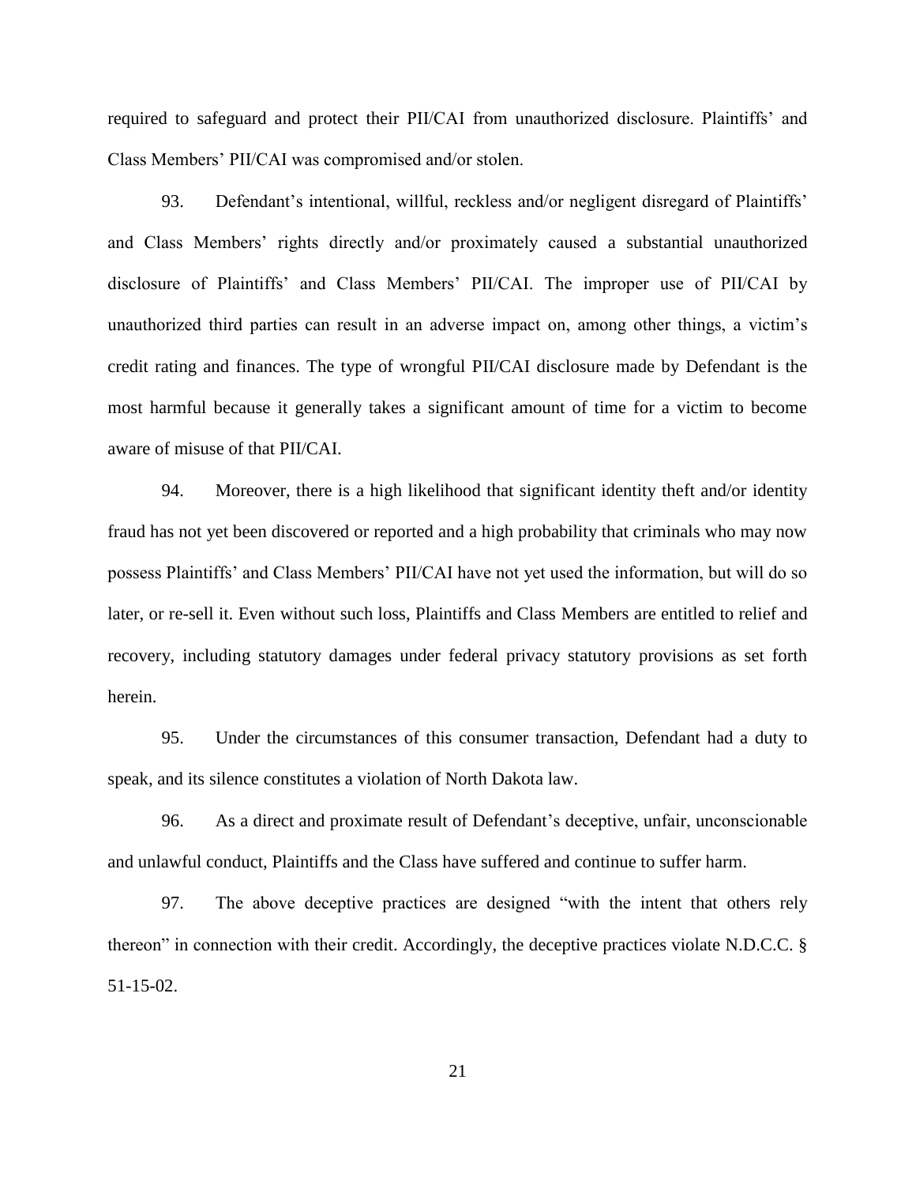required to safeguard and protect their PII/CAI from unauthorized disclosure. Plaintiffs' and Class Members' PII/CAI was compromised and/or stolen.

93. Defendant's intentional, willful, reckless and/or negligent disregard of Plaintiffs' and Class Members' rights directly and/or proximately caused a substantial unauthorized disclosure of Plaintiffs' and Class Members' PII/CAI. The improper use of PII/CAI by unauthorized third parties can result in an adverse impact on, among other things, a victim's credit rating and finances. The type of wrongful PII/CAI disclosure made by Defendant is the most harmful because it generally takes a significant amount of time for a victim to become aware of misuse of that PII/CAI.

94. Moreover, there is a high likelihood that significant identity theft and/or identity fraud has not yet been discovered or reported and a high probability that criminals who may now possess Plaintiffs' and Class Members' PII/CAI have not yet used the information, but will do so later, or re-sell it. Even without such loss, Plaintiffs and Class Members are entitled to relief and recovery, including statutory damages under federal privacy statutory provisions as set forth herein.

95. Under the circumstances of this consumer transaction, Defendant had a duty to speak, and its silence constitutes a violation of North Dakota law.

96. As a direct and proximate result of Defendant's deceptive, unfair, unconscionable and unlawful conduct, Plaintiffs and the Class have suffered and continue to suffer harm.

97. The above deceptive practices are designed "with the intent that others rely thereon" in connection with their credit. Accordingly, the deceptive practices violate N.D.C.C. § 51-15-02.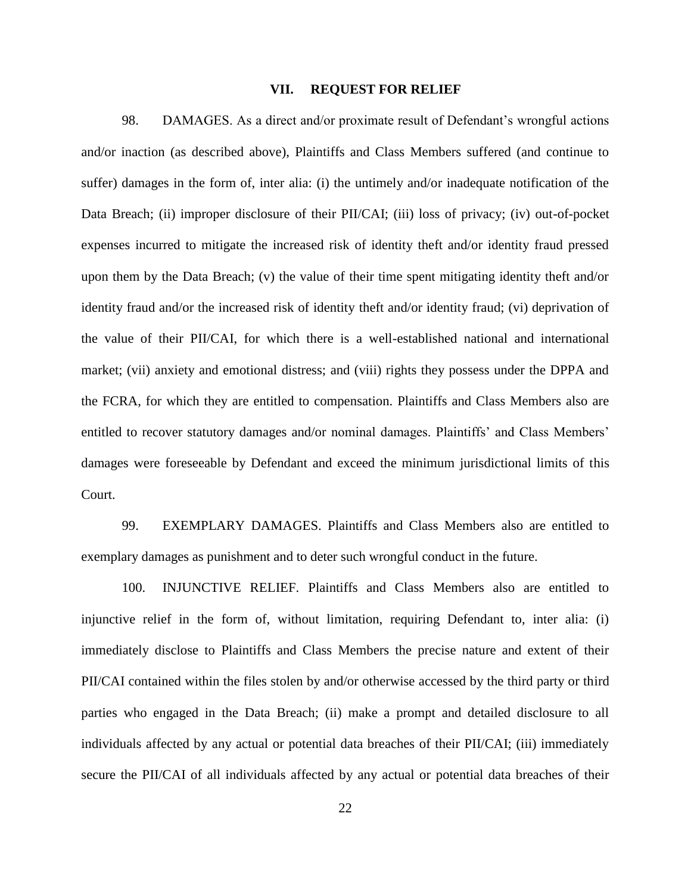## VII. REQUEST FOR RELIEF

98. DAMAGES. As a direct and/or proximate result of Defendant's wrongful actions and/or inaction (as described above), Plaintiffs and Class Members suffered (and continue to suffer) damages in the form of, inter alia: (i) the untimely and/or inadequate notification of the Data Breach; (ii) improper disclosure of their PII/CAI; (iii) loss of privacy; (iv) out-of-pocket expenses incurred to mitigate the increased risk of identity theft and/or identity fraud pressed upon them by the Data Breach; (v) the value of their time spent mitigating identity theft and/or identity fraud and/or the increased risk of identity theft and/or identity fraud; (vi) deprivation of the value of their PII/CAI, for which there is a well-established national and international market; (vii) anxiety and emotional distress; and (viii) rights they possess under the DPPA and the FCRA, for which they are entitled to compensation. Plaintiffs and Class Members also are entitled to recover statutory damages and/or nominal damages. Plaintiffs' and Class Members' damages were foreseeable by Defendant and exceed the minimum jurisdictional limits of this Court.

99. EXEMPLARY DAMAGES. Plaintiffs and Class Members also are entitled to exemplary damages as punishment and to deter such wrongful conduct in the future.

100. INJUNCTIVE RELIEF. Plaintiffs and Class Members also are entitled to injunctive relief in the form of, without limitation, requiring Defendant to, inter alia: (i) immediately disclose to Plaintiffs and Class Members the precise nature and extent of their PII/CAI contained within the files stolen by and/or otherwise accessed by the third party or third parties who engaged in the Data Breach; (ii) make a prompt and detailed disclosure to all individuals affected by any actual or potential data breaches of their PII/CAI; (iii) immediately secure the PII/CAI of all individuals affected by any actual or potential data breaches of their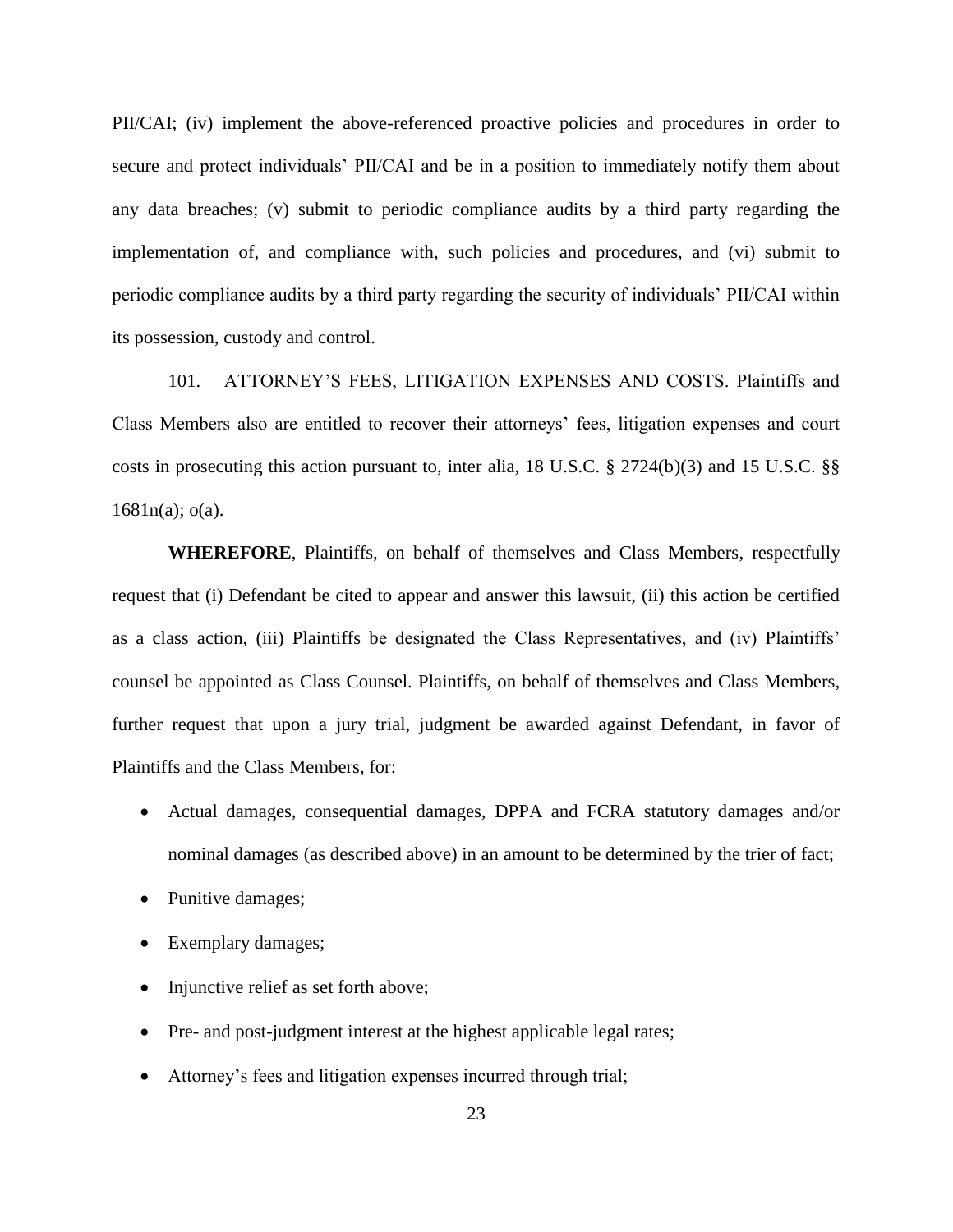PII/CAI; (iv) implement the above-referenced proactive policies and procedures in order to secure and protect individuals' PII/CAI and be in a position to immediately notify them about any data breaches; (v) submit to periodic compliance audits by a third party regarding the implementation of, and compliance with, such policies and procedures, and (vi) submit to periodic compliance audits by a third party regarding the security of individuals' PII/CAI within its possession, custody and control.

101. ATTORNEY'S FEES, LITIGATION EXPENSES AND COSTS. Plaintiffs and Class Members also are entitled to recover their attorneys' fees, litigation expenses and court costs in prosecuting this action pursuant to, inter alia, 18 U.S.C. § 2724(b)(3) and 15 U.S.C. §§ 1681n(a); o(a).

**WHEREFORE**, Plaintiffs, on behalf of themselves and Class Members, respectfully request that (i) Defendant be cited to appear and answer this lawsuit, (ii) this action be certified as a class action, (iii) Plaintiffs be designated the Class Representatives, and (iv) Plaintiffs' counsel be appointed as Class Counsel. Plaintiffs, on behalf of themselves and Class Members, further request that upon a jury trial, judgment be awarded against Defendant, in favor of Plaintiffs and the Class Members, for:

- Actual damages, consequential damages, DPPA and FCRA statutory damages and/or nominal damages (as described above) in an amount to be determined by the trier of fact;
- Punitive damages;
- Exemplary damages;
- Injunctive relief as set forth above;
- Pre- and post-judgment interest at the highest applicable legal rates;
- Attorney's fees and litigation expenses incurred through trial;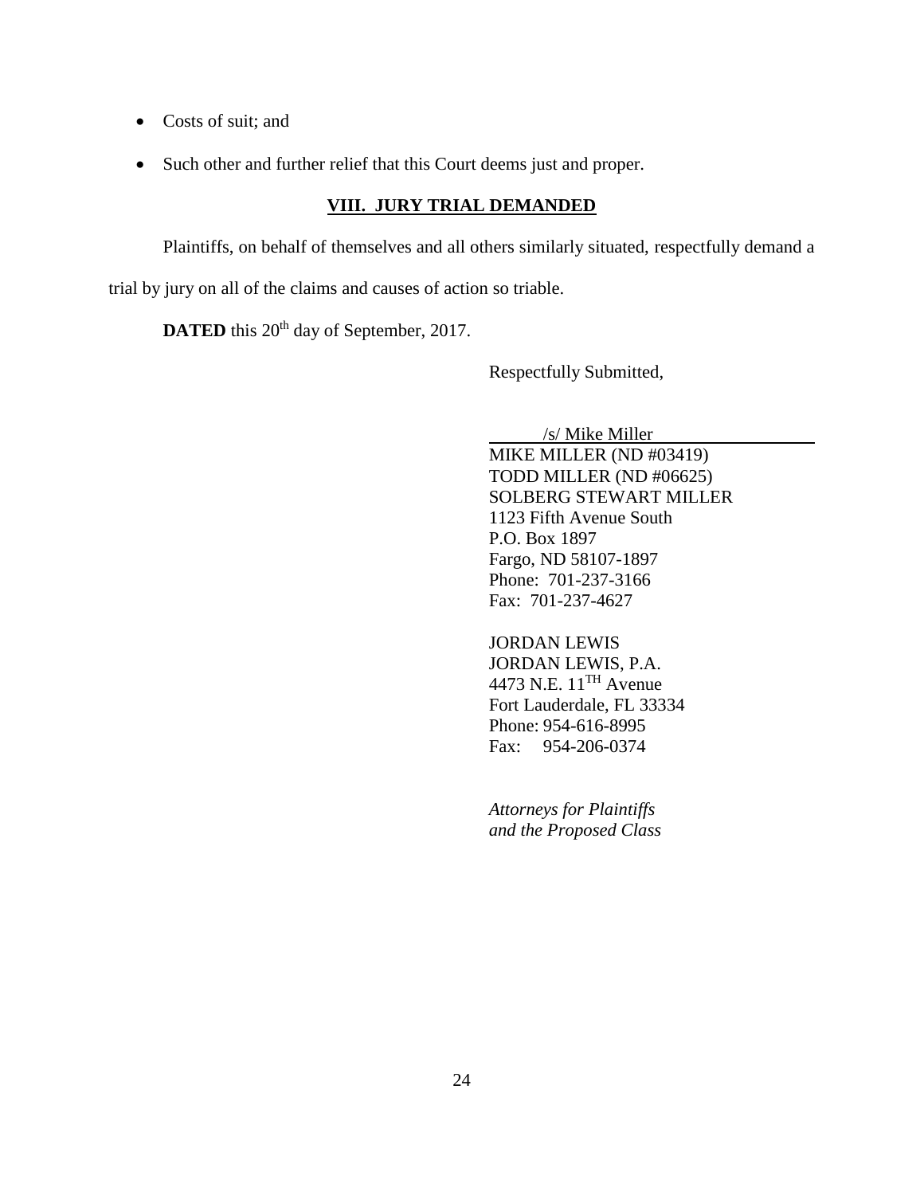- Costs of suit; and
- Such other and further relief that this Court deems just and proper.

## VIII. JURY TRIAL DEMANDED

Plaintiffs, on behalf of themselves and all others similarly situated, respectfully demand a trial by jury on all of the claims and causes of action so triable.

**DATED** this 20th day of September, 2017.

Respectfully Submitted,

/s/ Mike Miller
MIKE MILLER (ND #03419)
TODD MILLER (ND #06625)
SOLBERG STEWART MILLER
1123 Fifth Avenue South
P.O. Box 1897
Fargo, ND 58107-1897
Phone: 701-237-3166
Fax: 701-237-4627

JORDAN LEWIS
JORDAN LEWIS, P.A.
4473 N.E. 11TH Avenue
Fort Lauderdale, FL 33334
Phone: 954-616-8995
Fax: 954-206-0374

*Attorneys for Plaintiffs and the Proposed Class*